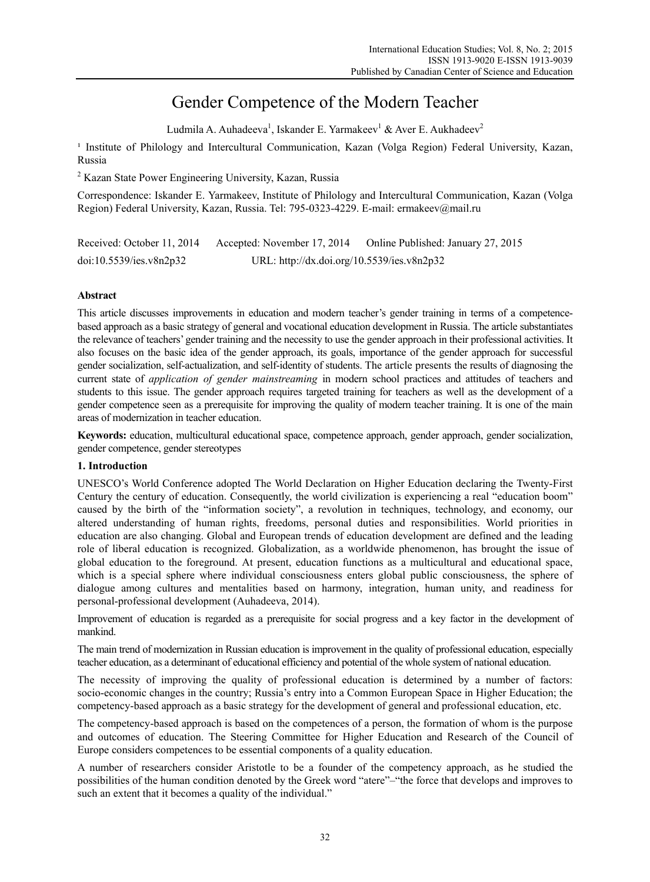# Gender Competence of the Modern Teacher

Ludmila A. Auhadeeva[1], Iskander E. Yarmakeev[1] & Aver E. Aukhadeev[2]

[1] Institute of Philology and Intercultural Communication, Kazan (Volga Region) Federal University, Kazan, Russia

[2] Kazan State Power Engineering University, Kazan, Russia

Correspondence: Iskander E. Yarmakeev, Institute of Philology and Intercultural Communication, Kazan (Volga Region) Federal University, Kazan, Russia. Tel: 795-0323-4229. E-mail: ermakeev@mail.ru

Received: October 11, 2014 Accepted: November 17, 2014 Online Published: January 27, 2015

doi:10.5539/ies.v8n2p32 URL: http://dx.doi.org/10.5539/ies.v8n2p32

## Abstract

This article discusses improvements in education and modern teacher's gender training in terms of a competence-based approach as a basic strategy of general and vocational education development in Russia. The article substantiates the relevance of teachers' gender training and the necessity to use the gender approach in their professional activities. It also focuses on the basic idea of the gender approach, its goals, importance of the gender approach for successful gender socialization, self-actualization, and self-identity of students. The article presents the results of diagnosing the current state of *application of gender mainstreaming* in modern school practices and attitudes of teachers and students to this issue. The gender approach requires targeted training for teachers as well as the development of a gender competence seen as a prerequisite for improving the quality of modern teacher training. It is one of the main areas of modernization in teacher education.

**Keywords:** education, multicultural educational space, competence approach, gender approach, gender socialization, gender competence, gender stereotypes

## 1. Introduction

UNESCO's World Conference adopted The World Declaration on Higher Education declaring the Twenty-First Century the century of education. Consequently, the world civilization is experiencing a real "education boom" caused by the birth of the "information society", a revolution in techniques, technology, and economy, our altered understanding of human rights, freedoms, personal duties and responsibilities. World priorities in education are also changing. Global and European trends of education development are defined and the leading role of liberal education is recognized. Globalization, as a worldwide phenomenon, has brought the issue of global education to the foreground. At present, education functions as a multicultural and educational space, which is a special sphere where individual consciousness enters global public consciousness, the sphere of dialogue among cultures and mentalities based on harmony, integration, human unity, and readiness for personal-professional development (Auhadeeva, 2014).

Improvement of education is regarded as a prerequisite for social progress and a key factor in the development of mankind.

The main trend of modernization in Russian education is improvement in the quality of professional education, especially teacher education, as a determinant of educational efficiency and potential of the whole system of national education.

The necessity of improving the quality of professional education is determined by a number of factors: socio-economic changes in the country; Russia's entry into a Common European Space in Higher Education; the competency-based approach as a basic strategy for the development of general and professional education, etc.

The competency-based approach is based on the competences of a person, the formation of whom is the purpose and outcomes of education. The Steering Committee for Higher Education and Research of the Council of Europe considers competences to be essential components of a quality education.

A number of researchers consider Aristotle to be a founder of the competency approach, as he studied the possibilities of the human condition denoted by the Greek word "atere"–"the force that develops and improves to such an extent that it becomes a quality of the individual."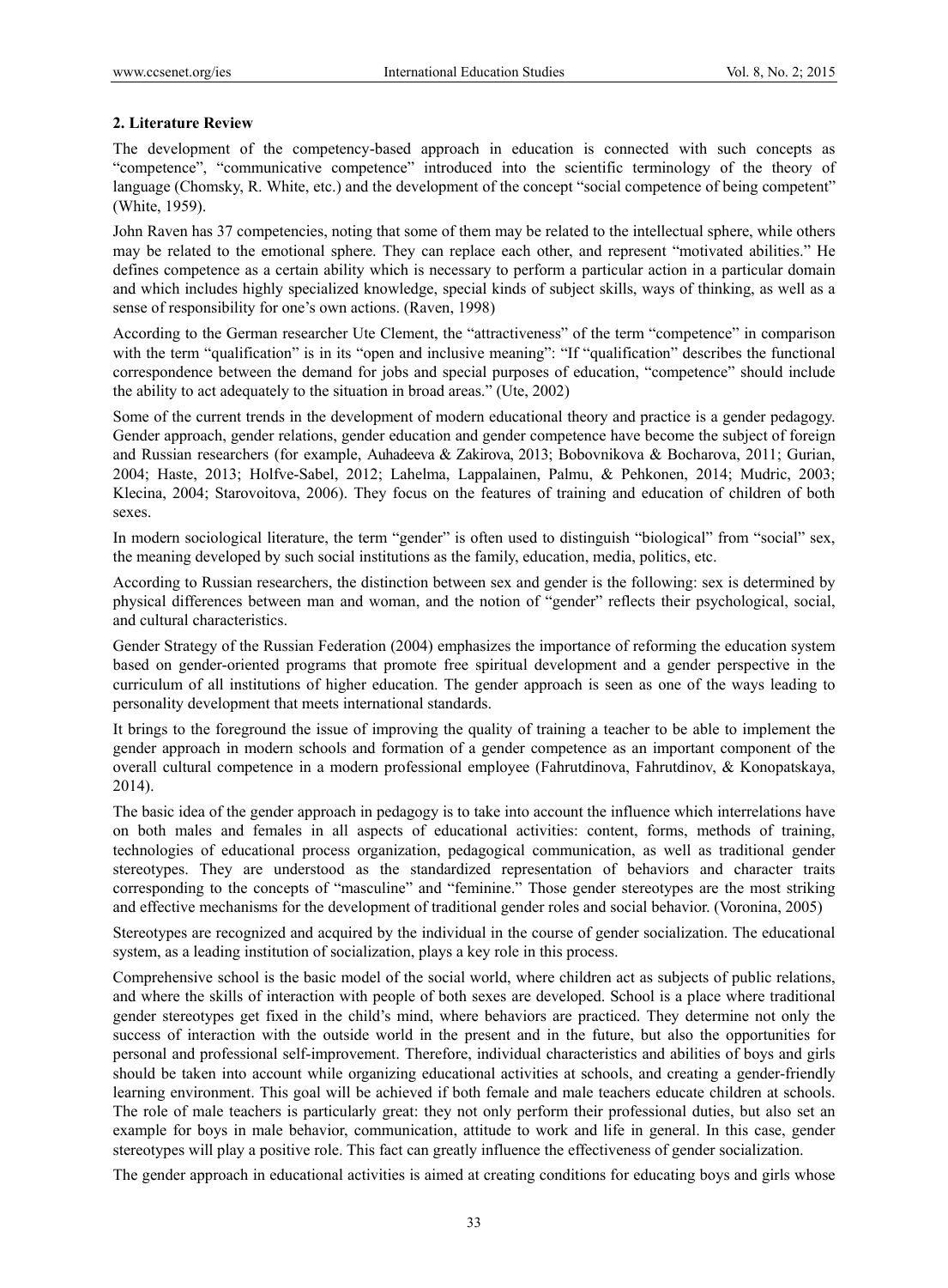## 2. Literature Review

The development of the competency-based approach in education is connected with such concepts as "competence", "communicative competence" introduced into the scientific terminology of the theory of language (Chomsky, R. White, etc.) and the development of the concept "social competence of being competent" (White, 1959).

John Raven has 37 competencies, noting that some of them may be related to the intellectual sphere, while others may be related to the emotional sphere. They can replace each other, and represent "motivated abilities." He defines competence as a certain ability which is necessary to perform a particular action in a particular domain and which includes highly specialized knowledge, special kinds of subject skills, ways of thinking, as well as a sense of responsibility for one's own actions. (Raven, 1998)

According to the German researcher Ute Clement, the "attractiveness" of the term "competence" in comparison with the term "qualification" is in its "open and inclusive meaning": "If "qualification" describes the functional correspondence between the demand for jobs and special purposes of education, "competence" should include the ability to act adequately to the situation in broad areas." (Ute, 2002)

Some of the current trends in the development of modern educational theory and practice is a gender pedagogy. Gender approach, gender relations, gender education and gender competence have become the subject of foreign and Russian researchers (for example, Auhadeeva & Zakirova, 2013; Bobovnikova & Bocharova, 2011; Gurian, 2004; Haste, 2013; Holfve-Sabel, 2012; Lahelma, Lappalainen, Palmu, & Pehkonen, 2014; Mudric, 2003; Klecina, 2004; Starovoitova, 2006). They focus on the features of training and education of children of both sexes.

In modern sociological literature, the term "gender" is often used to distinguish "biological" from "social" sex, the meaning developed by such social institutions as the family, education, media, politics, etc.

According to Russian researchers, the distinction between sex and gender is the following: sex is determined by physical differences between man and woman, and the notion of "gender" reflects their psychological, social, and cultural characteristics.

Gender Strategy of the Russian Federation (2004) emphasizes the importance of reforming the education system based on gender-oriented programs that promote free spiritual development and a gender perspective in the curriculum of all institutions of higher education. The gender approach is seen as one of the ways leading to personality development that meets international standards.

It brings to the foreground the issue of improving the quality of training a teacher to be able to implement the gender approach in modern schools and formation of a gender competence as an important component of the overall cultural competence in a modern professional employee (Fahrutdinova, Fahrutdinov, & Konopatskaya, 2014).

The basic idea of the gender approach in pedagogy is to take into account the influence which interrelations have on both males and females in all aspects of educational activities: content, forms, methods of training, technologies of educational process organization, pedagogical communication, as well as traditional gender stereotypes. They are understood as the standardized representation of behaviors and character traits corresponding to the concepts of "masculine" and "feminine." Those gender stereotypes are the most striking and effective mechanisms for the development of traditional gender roles and social behavior. (Voronina, 2005)

Stereotypes are recognized and acquired by the individual in the course of gender socialization. The educational system, as a leading institution of socialization, plays a key role in this process.

Comprehensive school is the basic model of the social world, where children act as subjects of public relations, and where the skills of interaction with people of both sexes are developed. School is a place where traditional gender stereotypes get fixed in the child's mind, where behaviors are practiced. They determine not only the success of interaction with the outside world in the present and in the future, but also the opportunities for personal and professional self-improvement. Therefore, individual characteristics and abilities of boys and girls should be taken into account while organizing educational activities at schools, and creating a gender-friendly learning environment. This goal will be achieved if both female and male teachers educate children at schools. The role of male teachers is particularly great: they not only perform their professional duties, but also set an example for boys in male behavior, communication, attitude to work and life in general. In this case, gender stereotypes will play a positive role. This fact can greatly influence the effectiveness of gender socialization.

The gender approach in educational activities is aimed at creating conditions for educating boys and girls whose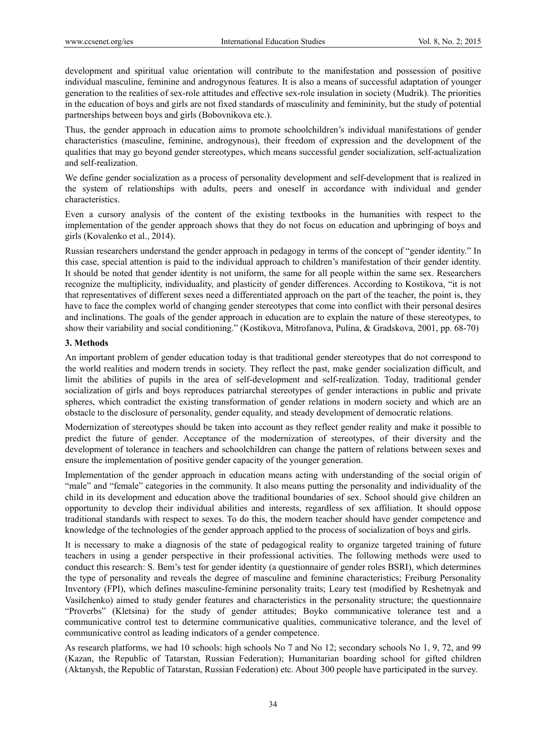development and spiritual value orientation will contribute to the manifestation and possession of positive individual masculine, feminine and androgynous features. It is also a means of successful adaptation of younger generation to the realities of sex-role attitudes and effective sex-role insulation in society (Mudrik). The priorities in the education of boys and girls are not fixed standards of masculinity and femininity, but the study of potential partnerships between boys and girls (Bobovnikova etc.).

Thus, the gender approach in education aims to promote schoolchildren's individual manifestations of gender characteristics (masculine, feminine, androgynous), their freedom of expression and the development of the qualities that may go beyond gender stereotypes, which means successful gender socialization, self-actualization and self-realization.

We define gender socialization as a process of personality development and self-development that is realized in the system of relationships with adults, peers and oneself in accordance with individual and gender characteristics.

Even a cursory analysis of the content of the existing textbooks in the humanities with respect to the implementation of the gender approach shows that they do not focus on education and upbringing of boys and girls (Kovalenko et al., 2014).

Russian researchers understand the gender approach in pedagogy in terms of the concept of "gender identity." In this case, special attention is paid to the individual approach to children's manifestation of their gender identity. It should be noted that gender identity is not uniform, the same for all people within the same sex. Researchers recognize the multiplicity, individuality, and plasticity of gender differences. According to Kostikova, "it is not that representatives of different sexes need a differentiated approach on the part of the teacher, the point is, they have to face the complex world of changing gender stereotypes that come into conflict with their personal desires and inclinations. The goals of the gender approach in education are to explain the nature of these stereotypes, to show their variability and social conditioning." (Kostikova, Mitrofanova, Pulína, & Gradskova, 2001, pp. 68-70)

## 3. Methods

An important problem of gender education today is that traditional gender stereotypes that do not correspond to the world realities and modern trends in society. They reflect the past, make gender socialization difficult, and limit the abilities of pupils in the area of self-development and self-realization. Today, traditional gender socialization of girls and boys reproduces patriarchal stereotypes of gender interactions in public and private spheres, which contradict the existing transformation of gender relations in modern society and which are an obstacle to the disclosure of personality, gender equality, and steady development of democratic relations.

Modernization of stereotypes should be taken into account as they reflect gender reality and make it possible to predict the future of gender. Acceptance of the modernization of stereotypes, of their diversity and the development of tolerance in teachers and schoolchildren can change the pattern of relations between sexes and ensure the implementation of positive gender capacity of the younger generation.

Implementation of the gender approach in education means acting with understanding of the social origin of "male" and "female" categories in the community. It also means putting the personality and individuality of the child in its development and education above the traditional boundaries of sex. School should give children an opportunity to develop their individual abilities and interests, regardless of sex affiliation. It should oppose traditional standards with respect to sexes. To do this, the modern teacher should have gender competence and knowledge of the technologies of the gender approach applied to the process of socialization of boys and girls.

It is necessary to make a diagnosis of the state of pedagogical reality to organize targeted training of future teachers in using a gender perspective in their professional activities. The following methods were used to conduct this research: S. Bem's test for gender identity (a questionnaire of gender roles BSRI), which determines the type of personality and reveals the degree of masculine and feminine characteristics; Freiburg Personality Inventory (FPI), which defines masculine-feminine personality traits; Leary test (modified by Reshetnyak and Vasilchenko) aimed to study gender features and characteristics in the personality structure; the questionnaire "Proverbs" (Kletsina) for the study of gender attitudes; Boyko communicative tolerance test and a communicative control test to determine communicative qualities, communicative tolerance, and the level of communicative control as leading indicators of a gender competence.

As research platforms, we had 10 schools: high schools No 7 and No 12; secondary schools No 1, 9, 72, and 99 (Kazan, the Republic of Tatarstan, Russian Federation); Humanitarian boarding school for gifted children (Aktanysh, the Republic of Tatarstan, Russian Federation) etc. About 300 people have participated in the survey.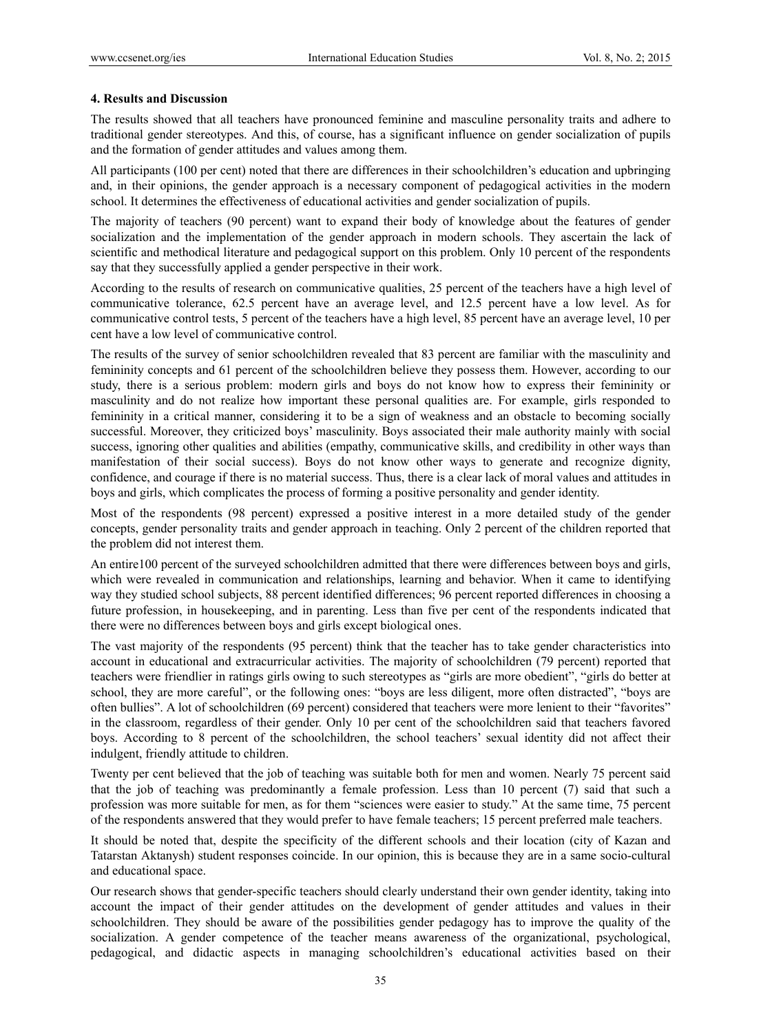#### 4. Results and Discussion

The results showed that all teachers have pronounced feminine and masculine personality traits and adhere to traditional gender stereotypes. And this, of course, has a significant influence on gender socialization of pupils and the formation of gender attitudes and values among them.

All participants (100 per cent) noted that there are differences in their schoolchildren's education and upbringing and, in their opinions, the gender approach is a necessary component of pedagogical activities in the modern school. It determines the effectiveness of educational activities and gender socialization of pupils.

The majority of teachers (90 percent) want to expand their body of knowledge about the features of gender socialization and the implementation of the gender approach in modern schools. They ascertain the lack of scientific and methodical literature and pedagogical support on this problem. Only 10 percent of the respondents say that they successfully applied a gender perspective in their work.

According to the results of research on communicative qualities, 25 percent of the teachers have a high level of communicative tolerance, 62.5 percent have an average level, and 12.5 percent have a low level. As for communicative control tests, 5 percent of the teachers have a high level, 85 percent have an average level, 10 per cent have a low level of communicative control.

The results of the survey of senior schoolchildren revealed that 83 percent are familiar with the masculinity and femininity concepts and 61 percent of the schoolchildren believe they possess them. However, according to our study, there is a serious problem: modern girls and boys do not know how to express their femininity or masculinity and do not realize how important these personal qualities are. For example, girls responded to femininity in a critical manner, considering it to be a sign of weakness and an obstacle to becoming socially successful. Moreover, they criticized boys' masculinity. Boys associated their male authority mainly with social success, ignoring other qualities and abilities (empathy, communicative skills, and credibility in other ways than manifestation of their social success). Boys do not know other ways to generate and recognize dignity, confidence, and courage if there is no material success. Thus, there is a clear lack of moral values and attitudes in boys and girls, which complicates the process of forming a positive personality and gender identity.

Most of the respondents (98 percent) expressed a positive interest in a more detailed study of the gender concepts, gender personality traits and gender approach in teaching. Only 2 percent of the children reported that the problem did not interest them.

An entire100 percent of the surveyed schoolchildren admitted that there were differences between boys and girls, which were revealed in communication and relationships, learning and behavior. When it came to identifying way they studied school subjects, 88 percent identified differences; 96 percent reported differences in choosing a future profession, in housekeeping, and in parenting. Less than five per cent of the respondents indicated that there were no differences between boys and girls except biological ones.

The vast majority of the respondents (95 percent) think that the teacher has to take gender characteristics into account in educational and extracurricular activities. The majority of schoolchildren (79 percent) reported that teachers were friendlier in ratings girls owing to such stereotypes as "girls are more obedient", "girls do better at school, they are more careful", or the following ones: "boys are less diligent, more often distracted", "boys are often bullies". A lot of schoolchildren (69 percent) considered that teachers were more lenient to their "favorites" in the classroom, regardless of their gender. Only 10 per cent of the schoolchildren said that teachers favored boys. According to 8 percent of the schoolchildren, the school teachers' sexual identity did not affect their indulgent, friendly attitude to children.

Twenty per cent believed that the job of teaching was suitable both for men and women. Nearly 75 percent said that the job of teaching was predominantly a female profession. Less than 10 percent (7) said that such a profession was more suitable for men, as for them "sciences were easier to study." At the same time, 75 percent of the respondents answered that they would prefer to have female teachers; 15 percent preferred male teachers.

It should be noted that, despite the specificity of the different schools and their location (city of Kazan and Tatarstan Aktanysh) student responses coincide. In our opinion, this is because they are in a same socio-cultural and educational space.

Our research shows that gender-specific teachers should clearly understand their own gender identity, taking into account the impact of their gender attitudes on the development of gender attitudes and values in their schoolchildren. They should be aware of the possibilities gender pedagogy has to improve the quality of the socialization. A gender competence of the teacher means awareness of the organizational, psychological, pedagogical, and didactic aspects in managing schoolchildren's educational activities based on their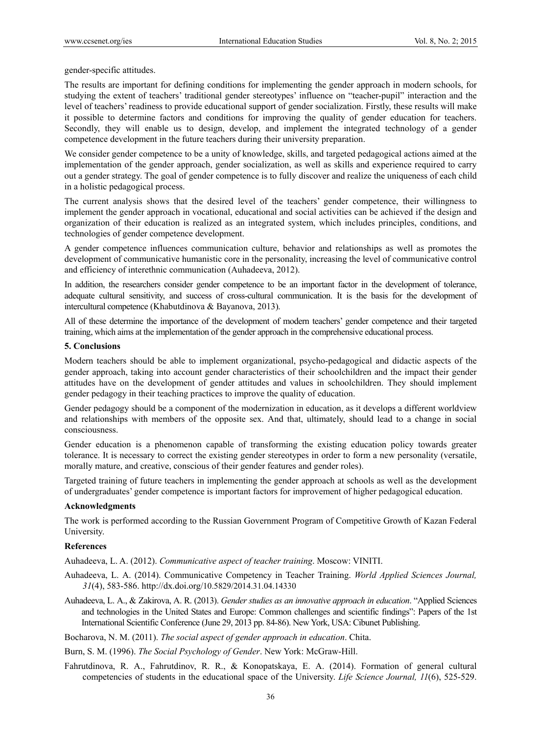gender-specific attitudes.

The results are important for defining conditions for implementing the gender approach in modern schools, for studying the extent of teachers' traditional gender stereotypes' influence on "teacher-pupil" interaction and the level of teachers' readiness to provide educational support of gender socialization. Firstly, these results will make it possible to determine factors and conditions for improving the quality of gender education for teachers. Secondly, they will enable us to design, develop, and implement the integrated technology of a gender competence development in the future teachers during their university preparation.

We consider gender competence to be a unity of knowledge, skills, and targeted pedagogical actions aimed at the implementation of the gender approach, gender socialization, as well as skills and experience required to carry out a gender strategy. The goal of gender competence is to fully discover and realize the uniqueness of each child in a holistic pedagogical process.

The current analysis shows that the desired level of the teachers' gender competence, their willingness to implement the gender approach in vocational, educational and social activities can be achieved if the design and organization of their education is realized as an integrated system, which includes principles, conditions, and technologies of gender competence development.

A gender competence influences communication culture, behavior and relationships as well as promotes the development of communicative humanistic core in the personality, increasing the level of communicative control and efficiency of interethnic communication (Auhadeeva, 2012).

In addition, the researchers consider gender competence to be an important factor in the development of tolerance, adequate cultural sensitivity, and success of cross-cultural communication. It is the basis for the development of intercultural competence (Khabutdinova & Bayanova, 2013).

All of these determine the importance of the development of modern teachers' gender competence and their targeted training, which aims at the implementation of the gender approach in the comprehensive educational process.

## 5. Conclusions

Modern teachers should be able to implement organizational, psycho-pedagogical and didactic aspects of the gender approach, taking into account gender characteristics of their schoolchildren and the impact their gender attitudes have on the development of gender attitudes and values in schoolchildren. They should implement gender pedagogy in their teaching practices to improve the quality of education.

Gender pedagogy should be a component of the modernization in education, as it develops a different worldview and relationships with members of the opposite sex. And that, ultimately, should lead to a change in social consciousness.

Gender education is a phenomenon capable of transforming the existing education policy towards greater tolerance. It is necessary to correct the existing gender stereotypes in order to form a new personality (versatile, morally mature, and creative, conscious of their gender features and gender roles).

Targeted training of future teachers in implementing the gender approach at schools as well as the development of undergraduates' gender competence is important factors for improvement of higher pedagogical education.

## Acknowledgments

The work is performed according to the Russian Government Program of Competitive Growth of Kazan Federal University.

## References

Auhadeeva, L. A. (2012). *Communicative aspect of teacher training*. Moscow: VINITI.

Auhadeeva, L. A. (2014). Communicative Competency in Teacher Training. *World Applied Sciences Journal, 31*(4), 583-586. http://dx.doi.org/10.5829/2014.31.04.14330

Auhadeeva, L. A., & Zakirova, A. R. (2013). *Gender studies as an innovative approach in education*. "Applied Sciences and technologies in the United States and Europe: Common challenges and scientific findings": Papers of the 1st International Scientific Conference (June 29, 2013 pp. 84-86). New York, USA: Cibunet Publishing.

Bocharova, N. M. (2011). *The social aspect of gender approach in education*. Chita.

Burn, S. M. (1996). *The Social Psychology of Gender*. New York: McGraw-Hill.

Fahrutdinova, R. A., Fahrutdinov, R. R., & Konopatskaya, E. A. (2014). Formation of general cultural competencies of students in the educational space of the University. *Life Science Journal, 11*(6), 525-529.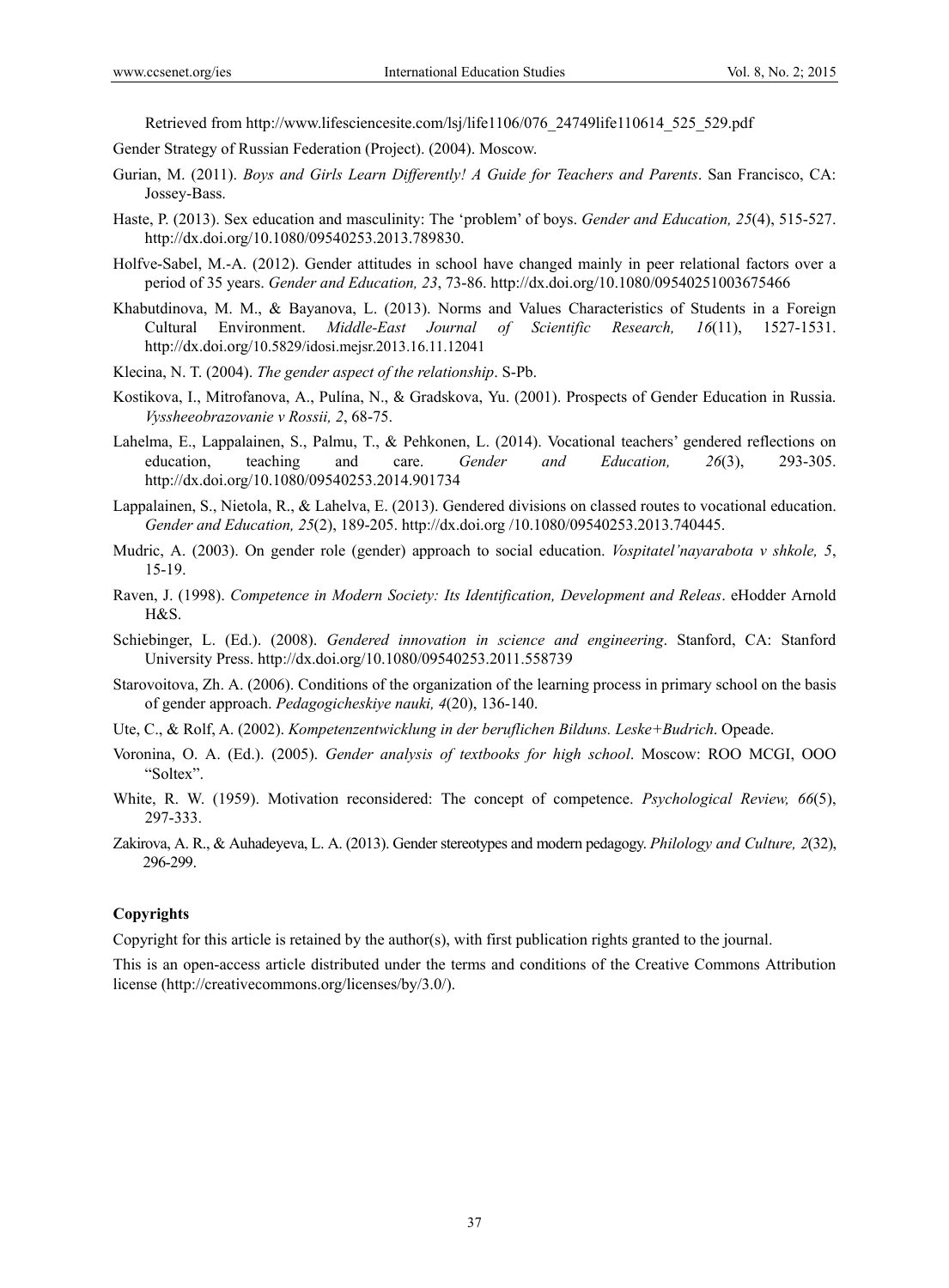Retrieved from http://www.lifesciencesite.com/lsj/life1106/076_24749life110614_525_529.pdf

Gender Strategy of Russian Federation (Project). (2004). Moscow.

Gurian, M. (2011). *Boys and Girls Learn Differently! A Guide for Teachers and Parents*. San Francisco, CA: Jossey-Bass.

Haste, P. (2013). Sex education and masculinity: The 'problem' of boys. *Gender and Education, 25*(4), 515-527. http://dx.doi.org/10.1080/09540253.2013.789830.

Holfve-Sabel, M.-A. (2012). Gender attitudes in school have changed mainly in peer relational factors over a period of 35 years. *Gender and Education, 23*, 73-86. http://dx.doi.org/10.1080/09540251003675466

Khabutdinova, M. M., & Bayanova, L. (2013). Norms and Values Characteristics of Students in a Foreign Cultural Environment. *Middle-East Journal of Scientific Research, 16*(11), 1527-1531. http://dx.doi.org/10.5829/idosi.mejsr.2013.16.11.12041

Klecina, N. T. (2004). *The gender aspect of the relationship*. S-Pb.

Kostikova, I., Mitrofanova, A., Pulína, N., & Gradskova, Yu. (2001). Prospects of Gender Education in Russia. *Vyssheeobrazovanie v Rossii, 2*, 68-75.

Lahelma, E., Lappalainen, S., Palmu, T., & Pehkonen, L. (2014). Vocational teachers' gendered reflections on education, teaching and care. *Gender and Education, 26*(3), 293-305. http://dx.doi.org/10.1080/09540253.2014.901734

Lappalainen, S., Nietola, R., & Lahelva, E. (2013). Gendered divisions on classed routes to vocational education. *Gender and Education, 25*(2), 189-205. http://dx.doi.org /10.1080/09540253.2013.740445.

Mudric, A. (2003). On gender role (gender) approach to social education. *Vospitatel'nayarabota v shkole, 5*, 15-19.

Raven, J. (1998). *Competence in Modern Society: Its Identification, Development and Releas*. eHodder Arnold H&S.

Schiebinger, L. (Ed.). (2008). *Gendered innovation in science and engineering*. Stanford, CA: Stanford University Press. http://dx.doi.org/10.1080/09540253.2011.558739

Starovoitova, Zh. A. (2006). Conditions of the organization of the learning process in primary school on the basis of gender approach. *Pedagogicheskiye nauki, 4*(20), 136-140.

Ute, C., & Rolf, A. (2002). *Kompetenzentwicklung in der beruflichen Bilduns. Leske+Budrich*. Opeade.

Voronina, O. A. (Ed.). (2005). *Gender analysis of textbooks for high school*. Moscow: ROO MCGI, OOO "Soltex".

White, R. W. (1959). Motivation reconsidered: The concept of competence. *Psychological Review, 66*(5), 297-333.

Zakirova, A. R., & Auhadeyeva, L. A. (2013). Gender stereotypes and modern pedagogy. *Philology and Culture, 2*(32), 296-299.

### Copyrights

Copyright for this article is retained by the author(s), with first publication rights granted to the journal.

This is an open-access article distributed under the terms and conditions of the Creative Commons Attribution license (http://creativecommons.org/licenses/by/3.0/).